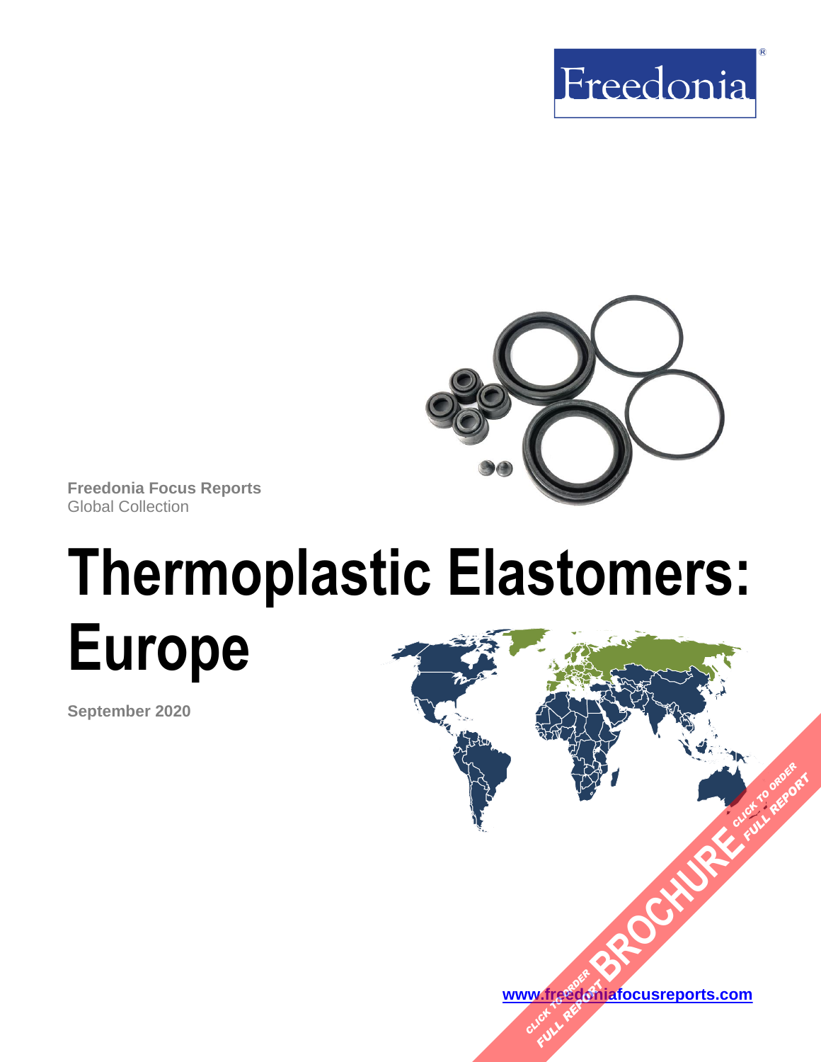Freedonia®

Freedonia Focus Reports
Global Collection

# Thermoplastic Elastomers: Europe

September 2020

CLICK TO ORDER FULL REPORT BROCHURE CLICK TO ORDER FULL REPORT

[www.freedoniafocusreports.com](http://www.freedoniafocusreports.com)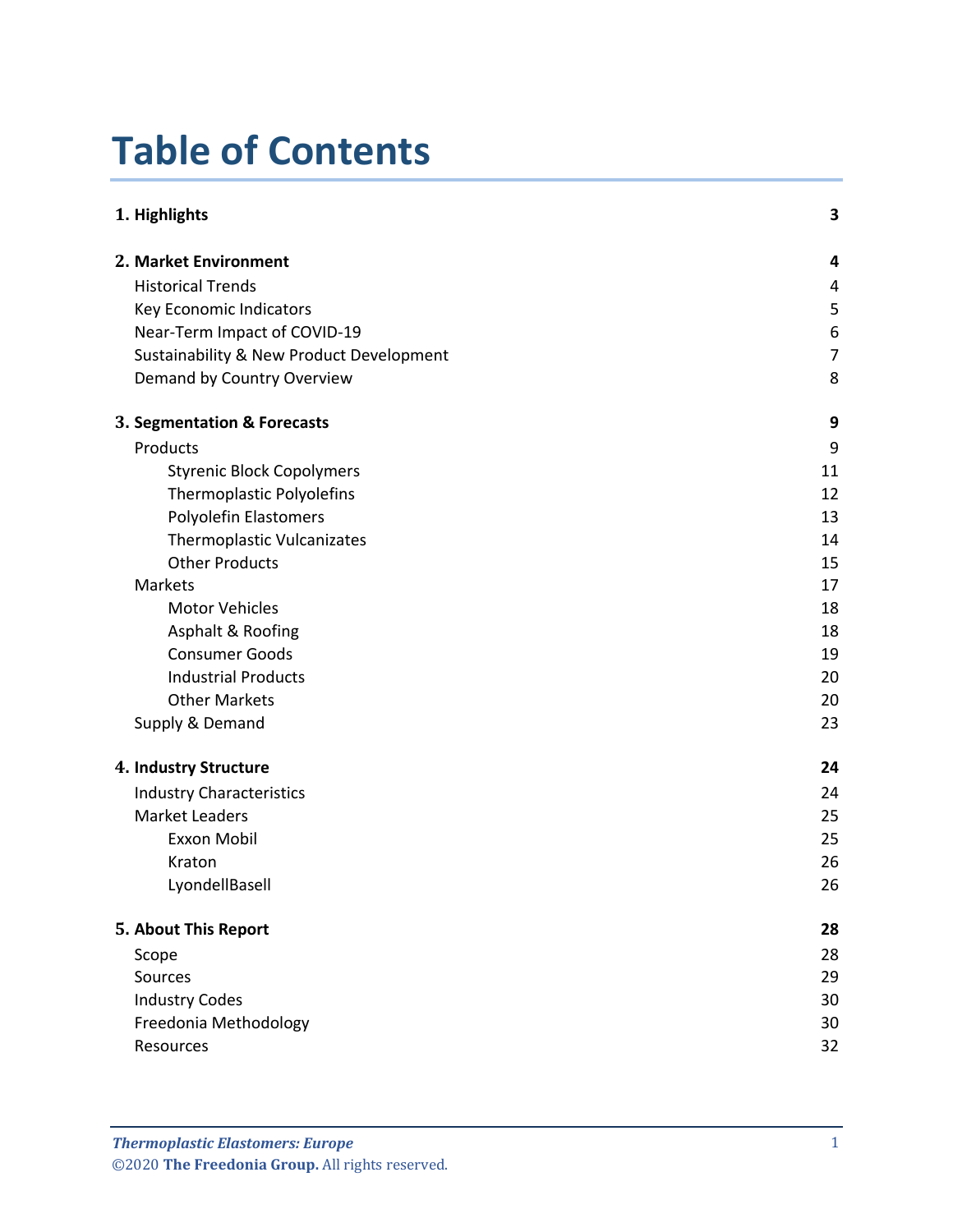# Table of Contents

| | |
|---|---|
| **1. Highlights** | **3** |
| **2. Market Environment** | **4** |
| Historical Trends | 4 |
| Key Economic Indicators | 5 |
| Near-Term Impact of COVID-19 | 6 |
| Sustainability & New Product Development | 7 |
| Demand by Country Overview | 8 |
| **3. Segmentation & Forecasts** | **9** |
| Products | 9 |
| Styrenic Block Copolymers | 11 |
| Thermoplastic Polyolefins | 12 |
| Polyolefin Elastomers | 13 |
| Thermoplastic Vulcanizates | 14 |
| Other Products | 15 |
| Markets | 17 |
| Motor Vehicles | 18 |
| Asphalt & Roofing | 18 |
| Consumer Goods | 19 |
| Industrial Products | 20 |
| Other Markets | 20 |
| Supply & Demand | 23 |
| **4. Industry Structure** | **24** |
| Industry Characteristics | 24 |
| Market Leaders | 25 |
| Exxon Mobil | 25 |
| Kraton | 26 |
| LyondellBasell | 26 |
| **5. About This Report** | **28** |
| Scope | 28 |
| Sources | 29 |
| Industry Codes | 30 |
| Freedonia Methodology | 30 |
| Resources | 32 |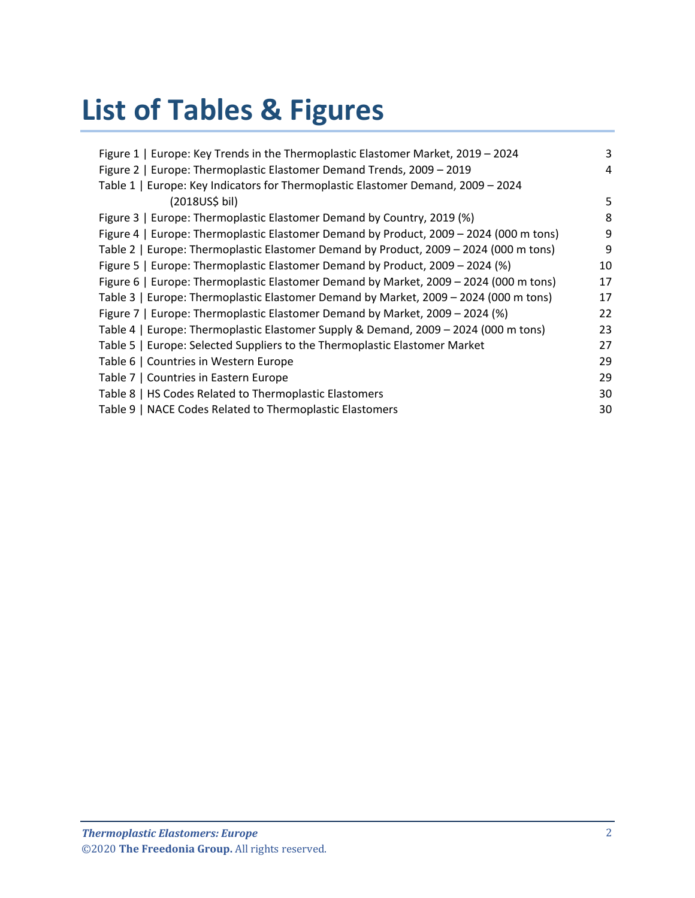# List of Tables & Figures

| | |
|---|---|
| Figure 1 \| Europe: Key Trends in the Thermoplastic Elastomer Market, 2019 – 2024 | 3 |
| Figure 2 \| Europe: Thermoplastic Elastomer Demand Trends, 2009 – 2019 | 4 |
| Table 1 \| Europe: Key Indicators for Thermoplastic Elastomer Demand, 2009 – 2024 (2018US$ bil) | 5 |
| Figure 3 \| Europe: Thermoplastic Elastomer Demand by Country, 2019 (%) | 8 |
| Figure 4 \| Europe: Thermoplastic Elastomer Demand by Product, 2009 – 2024 (000 m tons) | 9 |
| Table 2 \| Europe: Thermoplastic Elastomer Demand by Product, 2009 – 2024 (000 m tons) | 9 |
| Figure 5 \| Europe: Thermoplastic Elastomer Demand by Product, 2009 – 2024 (%) | 10 |
| Figure 6 \| Europe: Thermoplastic Elastomer Demand by Market, 2009 – 2024 (000 m tons) | 17 |
| Table 3 \| Europe: Thermoplastic Elastomer Demand by Market, 2009 – 2024 (000 m tons) | 17 |
| Figure 7 \| Europe: Thermoplastic Elastomer Demand by Market, 2009 – 2024 (%) | 22 |
| Table 4 \| Europe: Thermoplastic Elastomer Supply & Demand, 2009 – 2024 (000 m tons) | 23 |
| Table 5 \| Europe: Selected Suppliers to the Thermoplastic Elastomer Market | 27 |
| Table 6 \| Countries in Western Europe | 29 |
| Table 7 \| Countries in Eastern Europe | 29 |
| Table 8 \| HS Codes Related to Thermoplastic Elastomers | 30 |
| Table 9 \| NACE Codes Related to Thermoplastic Elastomers | 30 |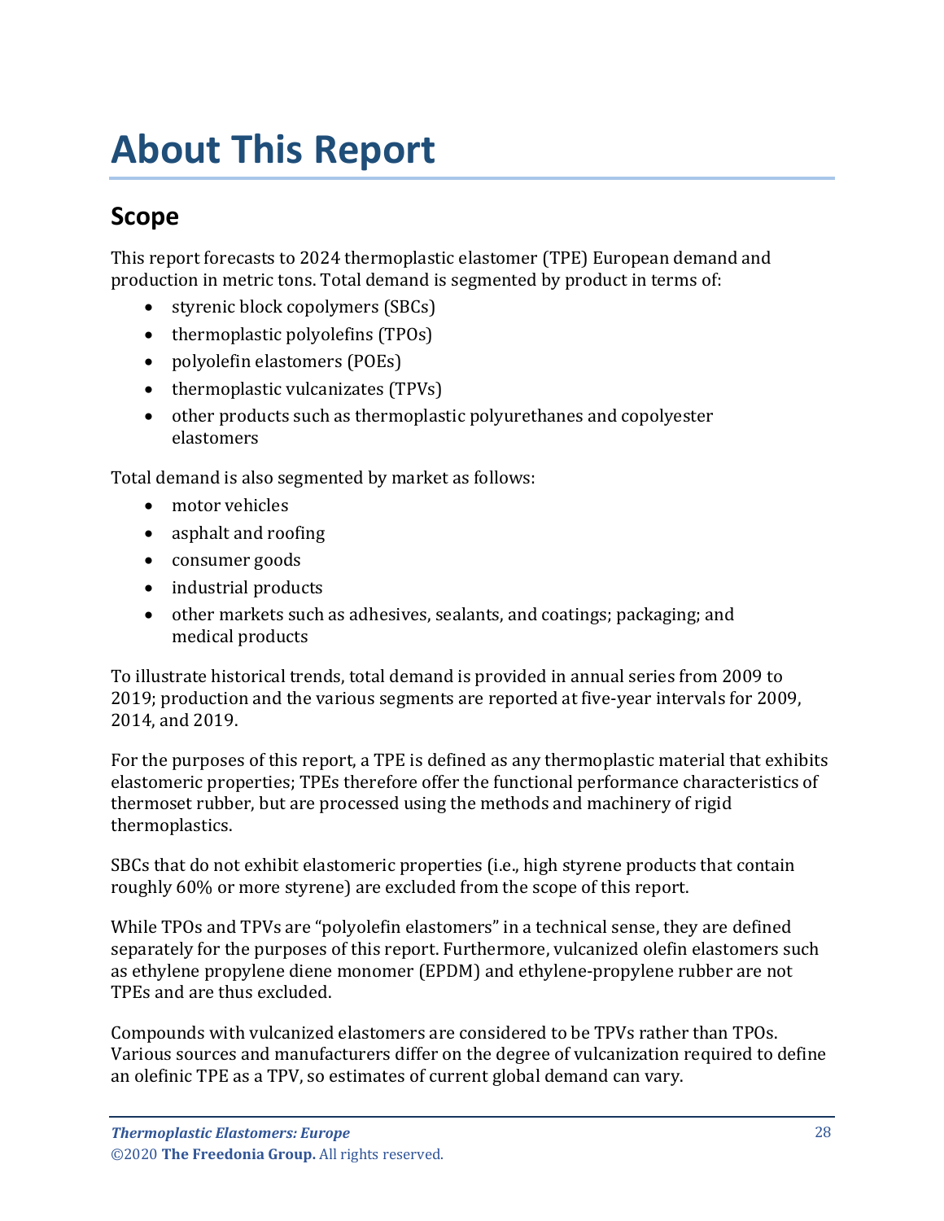# About This Report

## Scope

This report forecasts to 2024 thermoplastic elastomer (TPE) European demand and production in metric tons. Total demand is segmented by product in terms of:

- styrenic block copolymers (SBCs)
- thermoplastic polyolefins (TPOs)
- polyolefin elastomers (POEs)
- thermoplastic vulcanizates (TPVs)
- other products such as thermoplastic polyurethanes and copolyester elastomers

Total demand is also segmented by market as follows:

- motor vehicles
- asphalt and roofing
- consumer goods
- industrial products
- other markets such as adhesives, sealants, and coatings; packaging; and medical products

To illustrate historical trends, total demand is provided in annual series from 2009 to 2019; production and the various segments are reported at five-year intervals for 2009, 2014, and 2019.

For the purposes of this report, a TPE is defined as any thermoplastic material that exhibits elastomeric properties; TPEs therefore offer the functional performance characteristics of thermoset rubber, but are processed using the methods and machinery of rigid thermoplastics.

SBCs that do not exhibit elastomeric properties (i.e., high styrene products that contain roughly 60% or more styrene) are excluded from the scope of this report.

While TPOs and TPVs are "polyolefin elastomers" in a technical sense, they are defined separately for the purposes of this report. Furthermore, vulcanized olefin elastomers such as ethylene propylene diene monomer (EPDM) and ethylene-propylene rubber are not TPEs and are thus excluded.

Compounds with vulcanized elastomers are considered to be TPVs rather than TPOs. Various sources and manufacturers differ on the degree of vulcanization required to define an olefinic TPE as a TPV, so estimates of current global demand can vary.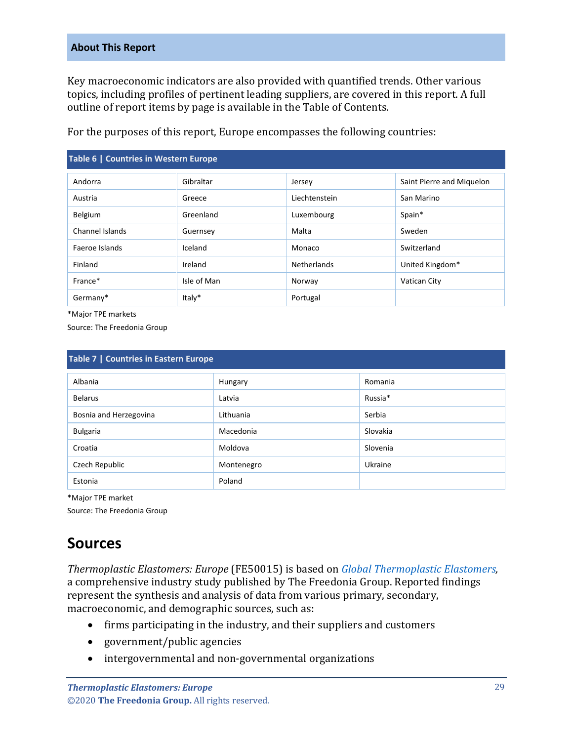## About This Report

Key macroeconomic indicators are also provided with quantified trends. Other various topics, including profiles of pertinent leading suppliers, are covered in this report. A full outline of report items by page is available in the Table of Contents.

For the purposes of this report, Europe encompasses the following countries:

**Table 6 | Countries in Western Europe**

| | | | |
|---|---|---|---|
| Andorra | Gibraltar | Jersey | Saint Pierre and Miquelon |
| Austria | Greece | Liechtenstein | San Marino |
| Belgium | Greenland | Luxembourg | Spain* |
| Channel Islands | Guernsey | Malta | Sweden |
| Faeroe Islands | Iceland | Monaco | Switzerland |
| Finland | Ireland | Netherlands | United Kingdom* |
| France* | Isle of Man | Norway | Vatican City |
| Germany* | Italy* | Portugal | |

*Major TPE markets

Source: The Freedonia Group

**Table 7 | Countries in Eastern Europe**

| | | |
|---|---|---|
| Albania | Hungary | Romania |
| Belarus | Latvia | Russia* |
| Bosnia and Herzegovina | Lithuania | Serbia |
| Bulgaria | Macedonia | Slovakia |
| Croatia | Moldova | Slovenia |
| Czech Republic | Montenegro | Ukraine |
| Estonia | Poland | |

*Major TPE market

Source: The Freedonia Group

# Sources

*Thermoplastic Elastomers: Europe* (FE50015) is based on *Global Thermoplastic Elastomers*, a comprehensive industry study published by The Freedonia Group. Reported findings represent the synthesis and analysis of data from various primary, secondary, macroeconomic, and demographic sources, such as:

- firms participating in the industry, and their suppliers and customers
- government/public agencies
- intergovernmental and non-governmental organizations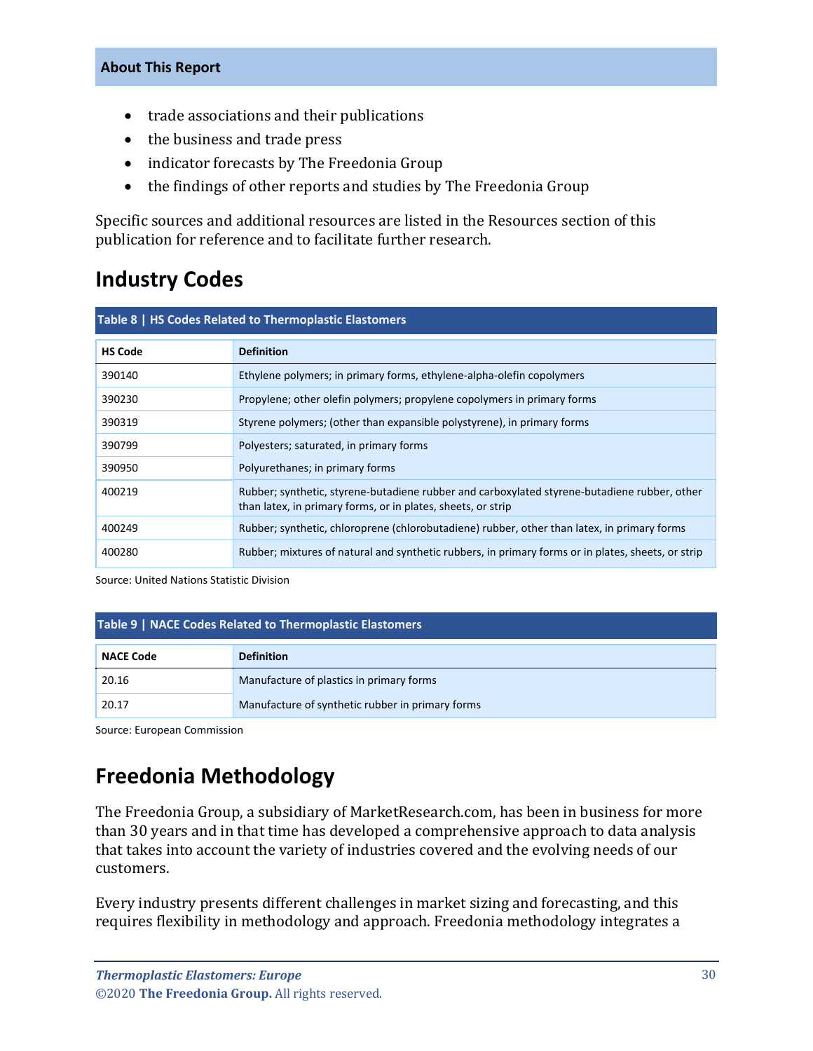- trade associations and their publications
- the business and trade press
- indicator forecasts by The Freedonia Group
- the findings of other reports and studies by The Freedonia Group

Specific sources and additional resources are listed in the Resources section of this publication for reference and to facilitate further research.

## Industry Codes

**Table 8 | HS Codes Related to Thermoplastic Elastomers**

| HS Code | Definition |
|---|---|
| 390140 | Ethylene polymers; in primary forms, ethylene-alpha-olefin copolymers |
| 390230 | Propylene; other olefin polymers; propylene copolymers in primary forms |
| 390319 | Styrene polymers; (other than expansible polystyrene), in primary forms |
| 390799 | Polyesters; saturated, in primary forms |
| 390950 | Polyurethanes; in primary forms |
| 400219 | Rubber; synthetic, styrene-butadiene rubber and carboxylated styrene-butadiene rubber, other than latex, in primary forms, or in plates, sheets, or strip |
| 400249 | Rubber; synthetic, chloroprene (chlorobutadiene) rubber, other than latex, in primary forms |
| 400280 | Rubber; mixtures of natural and synthetic rubbers, in primary forms or in plates, sheets, or strip |

Source: United Nations Statistic Division

**Table 9 | NACE Codes Related to Thermoplastic Elastomers**

| NACE Code | Definition |
|---|---|
| 20.16 | Manufacture of plastics in primary forms |
| 20.17 | Manufacture of synthetic rubber in primary forms |

Source: European Commission

## Freedonia Methodology

The Freedonia Group, a subsidiary of MarketResearch.com, has been in business for more than 30 years and in that time has developed a comprehensive approach to data analysis that takes into account the variety of industries covered and the evolving needs of our customers.

Every industry presents different challenges in market sizing and forecasting, and this requires flexibility in methodology and approach. Freedonia methodology integrates a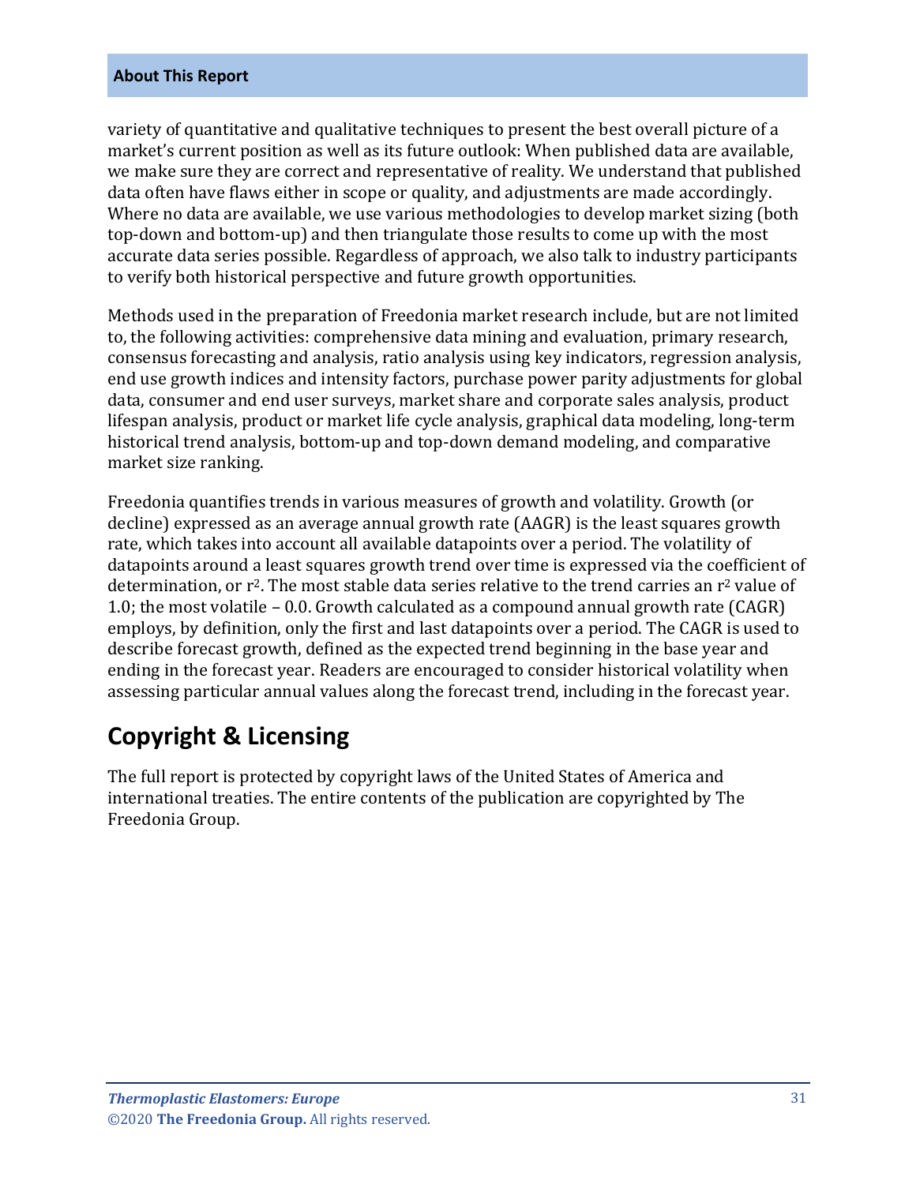variety of quantitative and qualitative techniques to present the best overall picture of a market's current position as well as its future outlook: When published data are available, we make sure they are correct and representative of reality. We understand that published data often have flaws either in scope or quality, and adjustments are made accordingly. Where no data are available, we use various methodologies to develop market sizing (both top-down and bottom-up) and then triangulate those results to come up with the most accurate data series possible. Regardless of approach, we also talk to industry participants to verify both historical perspective and future growth opportunities.

Methods used in the preparation of Freedonia market research include, but are not limited to, the following activities: comprehensive data mining and evaluation, primary research, consensus forecasting and analysis, ratio analysis using key indicators, regression analysis, end use growth indices and intensity factors, purchase power parity adjustments for global data, consumer and end user surveys, market share and corporate sales analysis, product lifespan analysis, product or market life cycle analysis, graphical data modeling, long-term historical trend analysis, bottom-up and top-down demand modeling, and comparative market size ranking.

Freedonia quantifies trends in various measures of growth and volatility. Growth (or decline) expressed as an average annual growth rate (AAGR) is the least squares growth rate, which takes into account all available datapoints over a period. The volatility of datapoints around a least squares growth trend over time is expressed via the coefficient of determination, or $r^2$. The most stable data series relative to the trend carries an $r^2$ value of 1.0; the most volatile – 0.0. Growth calculated as a compound annual growth rate (CAGR) employs, by definition, only the first and last datapoints over a period. The CAGR is used to describe forecast growth, defined as the expected trend beginning in the base year and ending in the forecast year. Readers are encouraged to consider historical volatility when assessing particular annual values along the forecast trend, including in the forecast year.

## Copyright & Licensing

The full report is protected by copyright laws of the United States of America and international treaties. The entire contents of the publication are copyrighted by The Freedonia Group.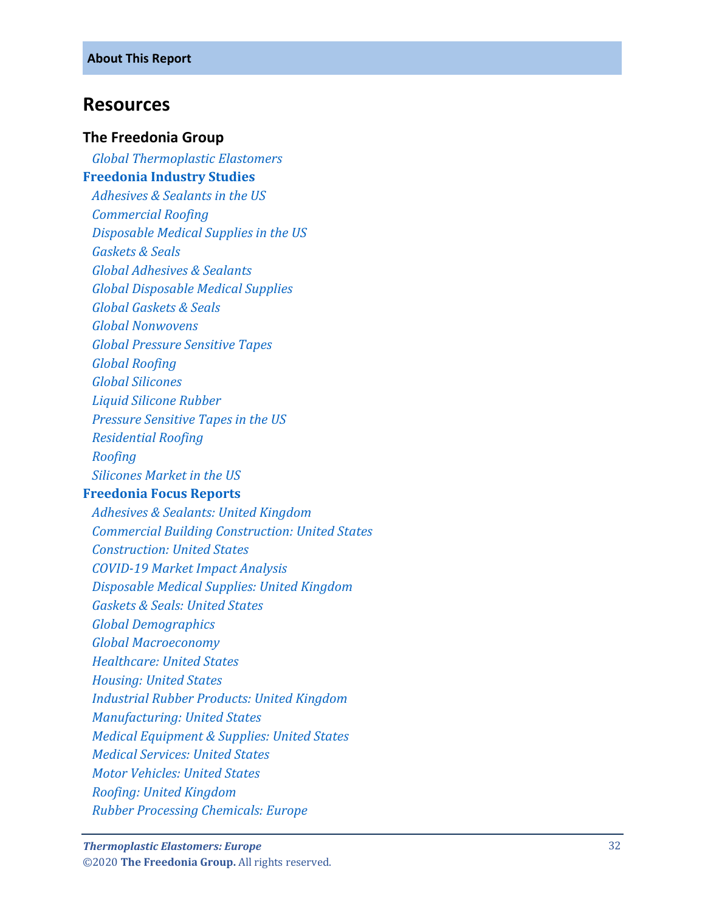## About This Report

# Resources

### The Freedonia Group

*Global Thermoplastic Elastomers*

**Freedonia Industry Studies**

*Adhesives & Sealants in the US*
*Commercial Roofing*
*Disposable Medical Supplies in the US*
*Gaskets & Seals*
*Global Adhesives & Sealants*
*Global Disposable Medical Supplies*
*Global Gaskets & Seals*
*Global Nonwovens*
*Global Pressure Sensitive Tapes*
*Global Roofing*
*Global Silicones*
*Liquid Silicone Rubber*
*Pressure Sensitive Tapes in the US*
*Residential Roofing*
*Roofing*
*Silicones Market in the US*

**Freedonia Focus Reports**

*Adhesives & Sealants: United Kingdom*
*Commercial Building Construction: United States*
*Construction: United States*
*COVID-19 Market Impact Analysis*
*Disposable Medical Supplies: United Kingdom*
*Gaskets & Seals: United States*
*Global Demographics*
*Global Macroeconomy*
*Healthcare: United States*
*Housing: United States*
*Industrial Rubber Products: United Kingdom*
*Manufacturing: United States*
*Medical Equipment & Supplies: United States*
*Medical Services: United States*
*Motor Vehicles: United States*
*Roofing: United Kingdom*
*Rubber Processing Chemicals: Europe*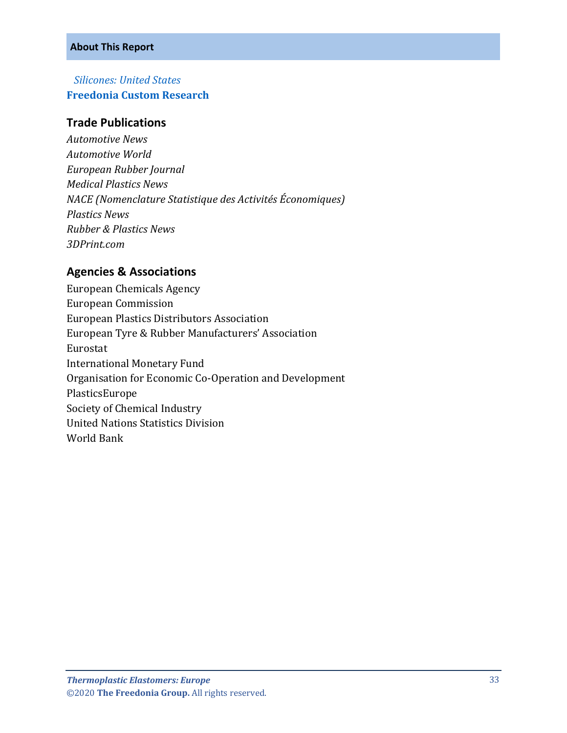*Silicones: United States*

**Freedonia Custom Research**

### Trade Publications

*Automotive News*
*Automotive World*
*European Rubber Journal*
*Medical Plastics News*
*NACE (Nomenclature Statistique des Activités Économiques)*
*Plastics News*
*Rubber & Plastics News*
*3DPrint.com*

### Agencies & Associations

European Chemicals Agency
European Commission
European Plastics Distributors Association
European Tyre & Rubber Manufacturers' Association
Eurostat
International Monetary Fund
Organisation for Economic Co-Operation and Development
PlasticsEurope
Society of Chemical Industry
United Nations Statistics Division
World Bank